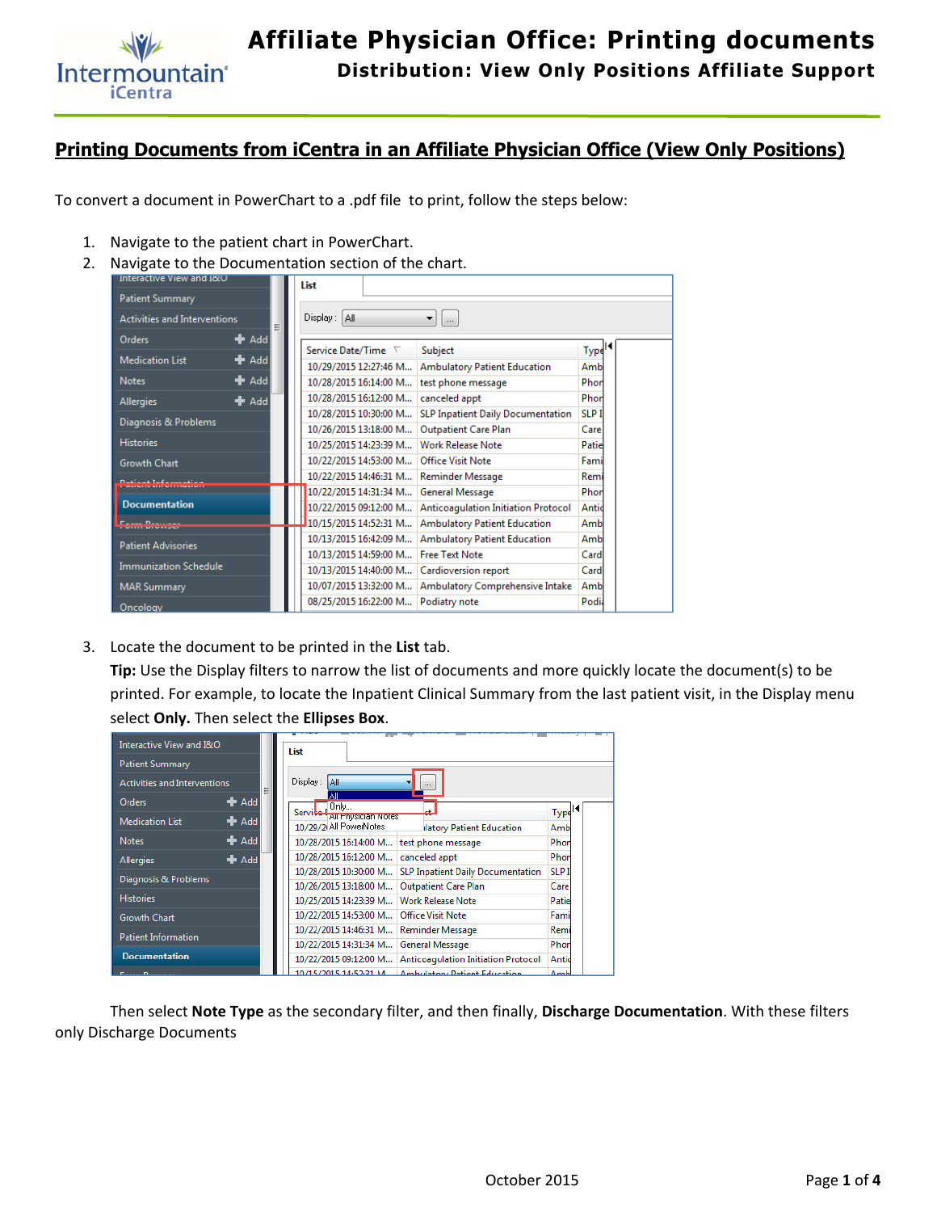# Printing Documents from iCentra in an Affiliate Physician Office (View Only Positions)

To convert a document in PowerChart to a .pdf file to print, follow the steps below:

1. Navigate to the patient chart in PowerChart.
2. Navigate to the Documentation section of the chart.
3. Locate the document to be printed in the **List** tab.
   **Tip:** Use the Display filters to narrow the list of documents and more quickly locate the document(s) to be printed. For example, to locate the Inpatient Clinical Summary from the last patient visit, in the Display menu select **Only.** Then select the **Ellipses Box**.

Then select **Note Type** as the secondary filter, and then finally, **Discharge Documentation**. With these filters only Discharge Documents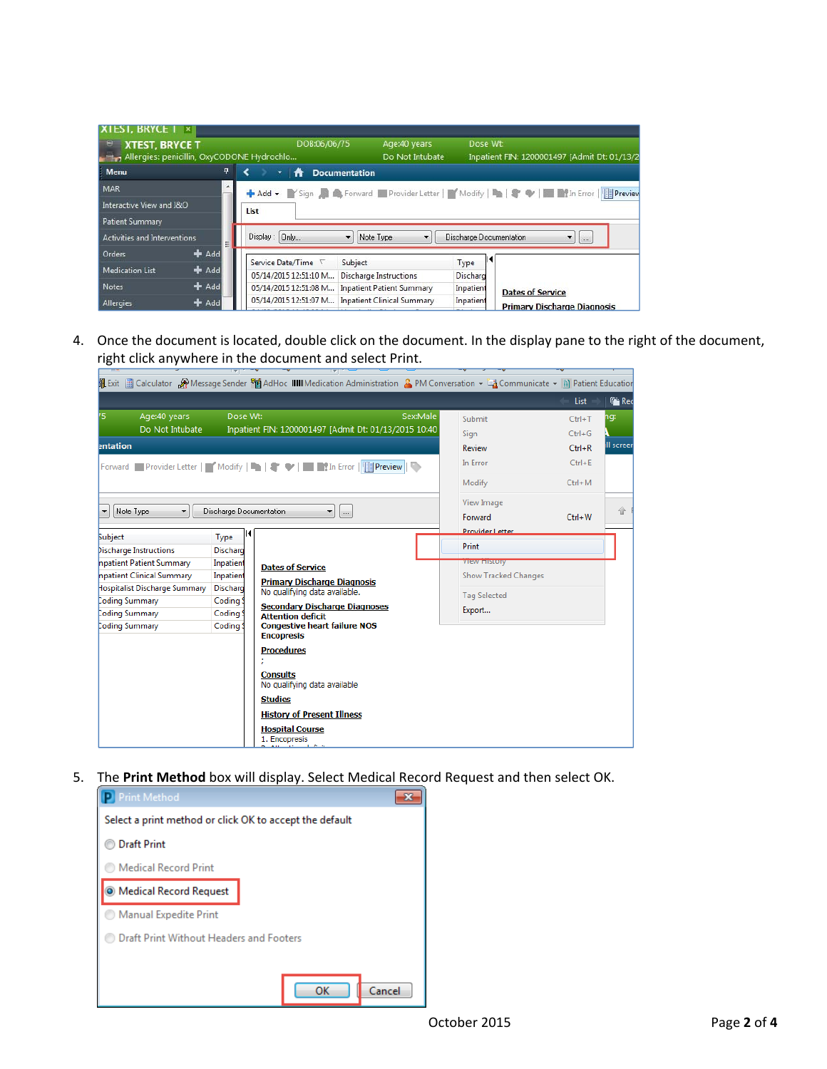4. Once the document is located, double click on the document. In the display pane to the right of the document, right click anywhere in the document and select Print.

5. The **Print Method** box will display. Select Medical Record Request and then select OK.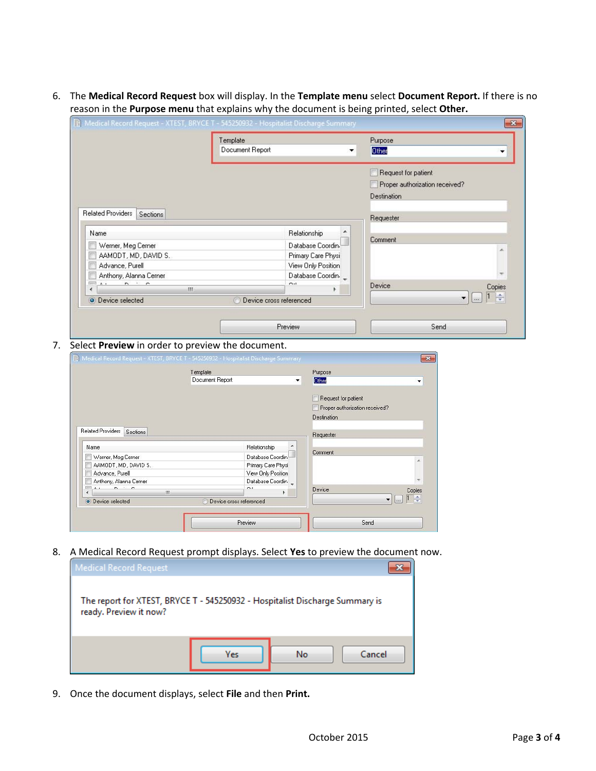6. The **Medical Record Request** box will display. In the **Template menu** select **Document Report.** If there is no reason in the **Purpose menu** that explains why the document is being printed, select **Other.**

7. Select **Preview** in order to preview the document.

8. A Medical Record Request prompt displays. Select **Yes** to preview the document now.

9. Once the document displays, select **File** and then **Print.**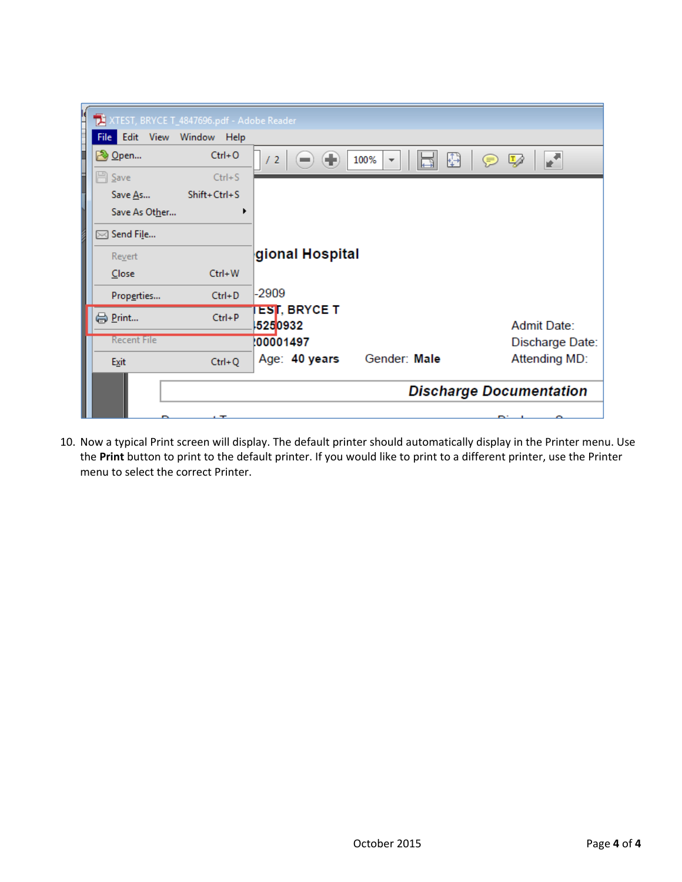10. Now a typical Print screen will display. The default printer should automatically display in the Printer menu. Use the **Print** button to print to the default printer. If you would like to print to a different printer, use the Printer menu to select the correct Printer.

October 2015